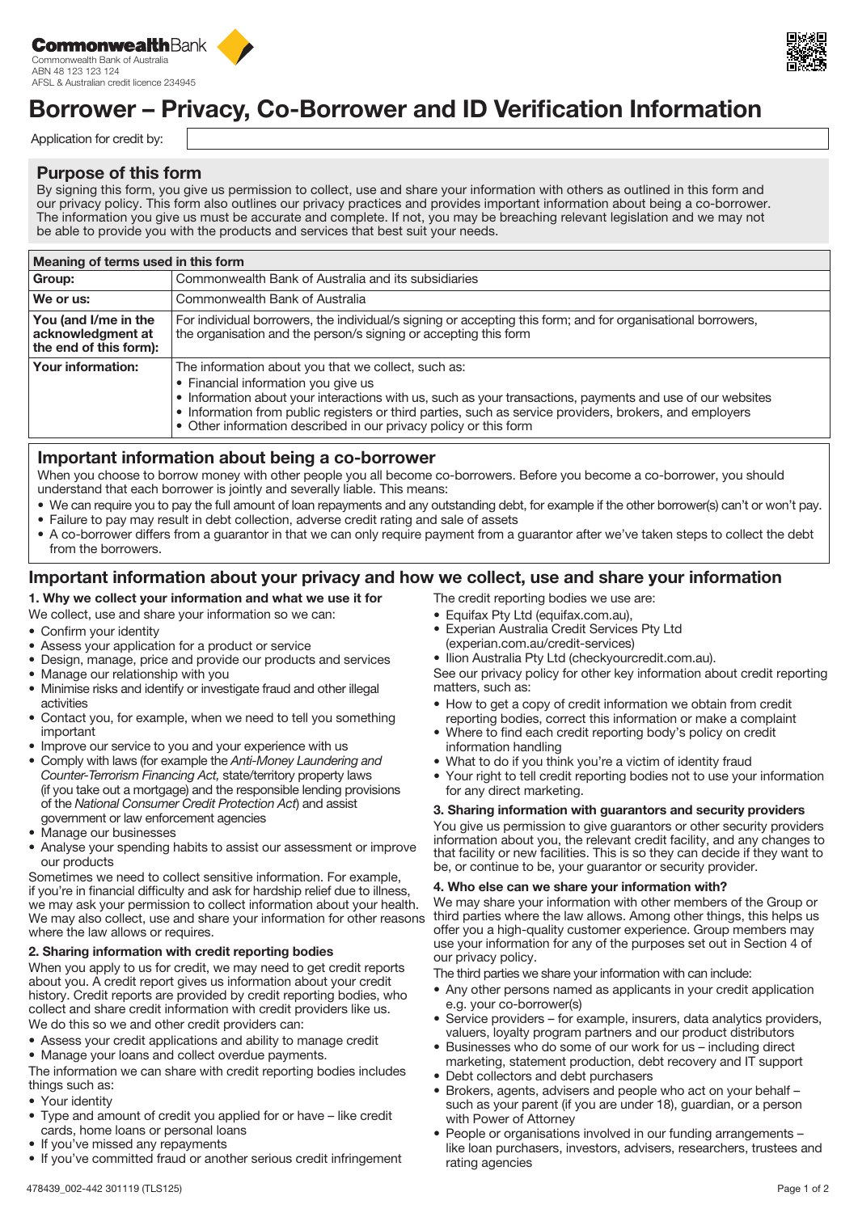**CommonwealthBank**
Commonwealth Bank of Australia
ABN 48 123 123 124
AFSL & Australian credit licence 234945

# Borrower – Privacy, Co-Borrower and ID Verification Information

Application for credit by:

## Purpose of this form

By signing this form, you give us permission to collect, use and share your information with others as outlined in this form and our privacy policy. This form also outlines our privacy practices and provides important information about being a co-borrower. The information you give us must be accurate and complete. If not, you may be breaching relevant legislation and we may not be able to provide you with the products and services that best suit your needs.

| Meaning of terms used in this form | |
|---|---|
| **Group:** | Commonwealth Bank of Australia and its subsidiaries |
| **We or us:** | Commonwealth Bank of Australia |
| **You (and I/me in the acknowledgment at the end of this form):** | For individual borrowers, the individual/s signing or accepting this form; and for organisational borrowers, the organisation and the person/s signing or accepting this form |
| **Your information:** | The information about you that we collect, such as: • Financial information you give us • Information about your interactions with us, such as your transactions, payments and use of our websites • Information from public registers or third parties, such as service providers, brokers, and employers • Other information described in our privacy policy or this form |

## Important information about being a co-borrower

When you choose to borrow money with other people you all become co-borrowers. Before you become a co-borrower, you should understand that each borrower is jointly and severally liable. This means:

- We can require you to pay the full amount of loan repayments and any outstanding debt, for example if the other borrower(s) can't or won't pay.
- Failure to pay may result in debt collection, adverse credit rating and sale of assets
- A co-borrower differs from a guarantor in that we can only require payment from a guarantor after we've taken steps to collect the debt from the borrowers.

## Important information about your privacy and how we collect, use and share your information

### 1. Why we collect your information and what we use it for

We collect, use and share your information so we can:

- Confirm your identity
- Assess your application for a product or service
- Design, manage, price and provide our products and services
- Manage our relationship with you
- Minimise risks and identify or investigate fraud and other illegal activities
- Contact you, for example, when we need to tell you something important
- Improve our service to you and your experience with us
- Comply with laws (for example the *Anti-Money Laundering and Counter-Terrorism Financing Act,* state/territory property laws (if you take out a mortgage) and the responsible lending provisions of the *National Consumer Credit Protection Act*) and assist government or law enforcement agencies
- Manage our businesses
- Analyse your spending habits to assist our assessment or improve our products

Sometimes we need to collect sensitive information. For example, if you're in financial difficulty and ask for hardship relief due to illness, we may ask your permission to collect information about your health. We may also collect, use and share your information for other reasons where the law allows or requires.

### 2. Sharing information with credit reporting bodies

When you apply to us for credit, we may need to get credit reports about you. A credit report gives us information about your credit history. Credit reports are provided by credit reporting bodies, who collect and share credit information with credit providers like us. We do this so we and other credit providers can:

- Assess your credit applications and ability to manage credit
- Manage your loans and collect overdue payments.

The information we can share with credit reporting bodies includes things such as:

- Your identity
- Type and amount of credit you applied for or have – like credit cards, home loans or personal loans
- If you've missed any repayments
- If you've committed fraud or another serious credit infringement

The credit reporting bodies we use are:

- Equifax Pty Ltd (equifax.com.au),
- Experian Australia Credit Services Pty Ltd (experian.com.au/credit-services)
- Illion Australia Pty Ltd (checkyourcredit.com.au).

See our privacy policy for other key information about credit reporting matters, such as:

- How to get a copy of credit information we obtain from credit reporting bodies, correct this information or make a complaint
- Where to find each credit reporting body's policy on credit information handling
- What to do if you think you're a victim of identity fraud
- Your right to tell credit reporting bodies not to use your information for any direct marketing.

### 3. Sharing information with guarantors and security providers

You give us permission to give guarantors or other security providers information about you, the relevant credit facility, and any changes to that facility or new facilities. This is so they can decide if they want to be, or continue to be, your guarantor or security provider.

### 4. Who else can we share your information with?

We may share your information with other members of the Group or third parties where the law allows. Among other things, this helps us offer you a high-quality customer experience. Group members may use your information for any of the purposes set out in Section 4 of our privacy policy.

The third parties we share your information with can include:

- Any other persons named as applicants in your credit application e.g. your co-borrower(s)
- Service providers – for example, insurers, data analytics providers, valuers, loyalty program partners and our product distributors
- Businesses who do some of our work for us – including direct marketing, statement production, debt recovery and IT support
- Debt collectors and debt purchasers
- Brokers, agents, advisers and people who act on your behalf – such as your parent (if you are under 18), guardian, or a person with Power of Attorney
- People or organisations involved in our funding arrangements – like loan purchasers, investors, advisers, researchers, trustees and rating agencies

478439_002-442 301119 (TLS125)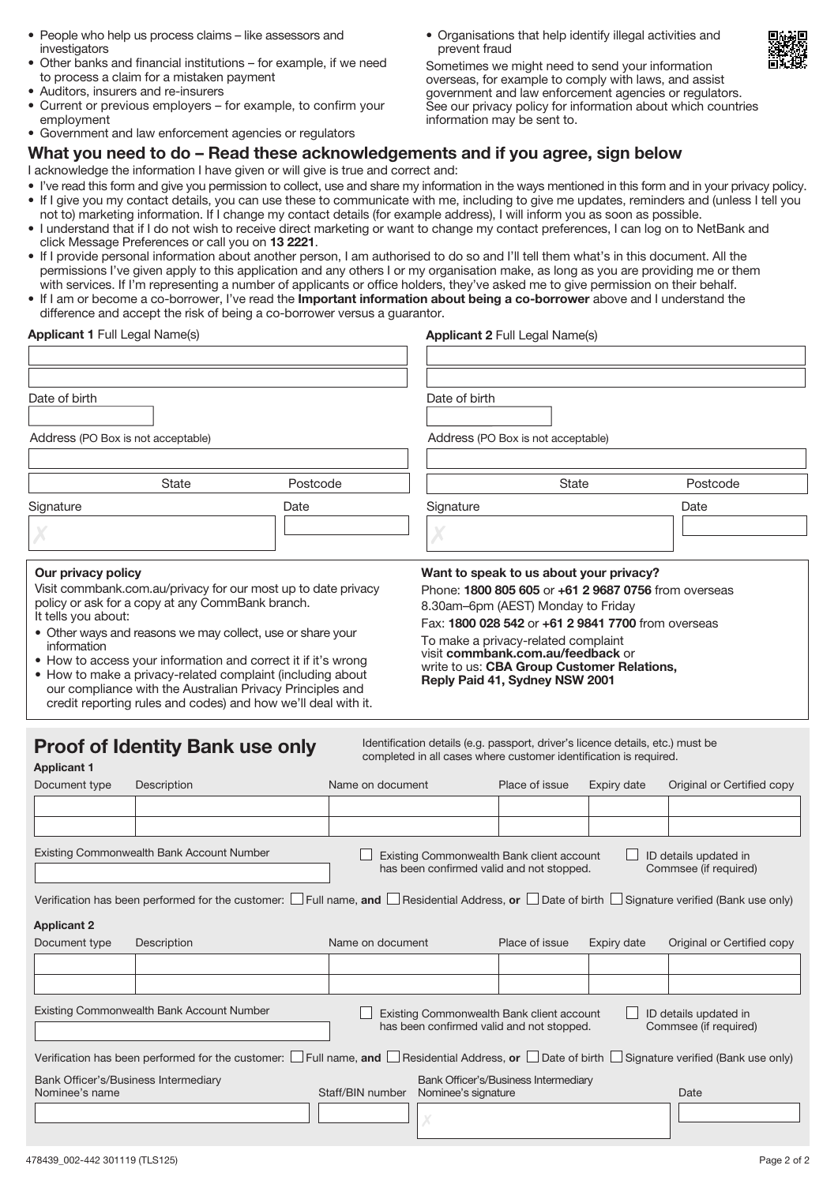- People who help us process claims – like assessors and investigators
- Other banks and financial institutions – for example, if we need to process a claim for a mistaken payment
- Auditors, insurers and re-insurers
- Current or previous employers – for example, to confirm your employment
- Government and law enforcement agencies or regulators
- Organisations that help identify illegal activities and prevent fraud

Sometimes we might need to send your information overseas, for example to comply with laws, and assist government and law enforcement agencies or regulators. See our privacy policy for information about which countries information may be sent to.

## What you need to do – Read these acknowledgements and if you agree, sign below

I acknowledge the information I have given or will give is true and correct and:

- I've read this form and give you permission to collect, use and share my information in the ways mentioned in this form and in your privacy policy.
- If I give you my contact details, you can use these to communicate with me, including to give me updates, reminders and (unless I tell you not to) marketing information. If I change my contact details (for example address), I will inform you as soon as possible.
- I understand that if I do not wish to receive direct marketing or want to change my contact preferences, I can log on to NetBank and click Message Preferences or call you on **13 2221**.
- If I provide personal information about another person, I am authorised to do so and I'll tell them what's in this document. All the permissions I've given apply to this application and any others I or my organisation make, as long as you are providing me or them with services. If I'm representing a number of applicants or office holders, they've asked me to give permission on their behalf.
- If I am or become a co-borrower, I've read the **Important information about being a co-borrower** above and I understand the difference and accept the risk of being a co-borrower versus a guarantor.

**Applicant 1** Full Legal Name(s)

Date of birth

Address (PO Box is not acceptable)

State | Postcode

Signature | Date

**Applicant 2** Full Legal Name(s)

Date of birth

Address (PO Box is not acceptable)

State | Postcode

Signature | Date

**Our privacy policy**

Visit commbank.com.au/privacy for our most up to date privacy policy or ask for a copy at any CommBank branch.
It tells you about:

- Other ways and reasons we may collect, use or share your information
- How to access your information and correct it if it's wrong
- How to make a privacy-related complaint (including about our compliance with the Australian Privacy Principles and credit reporting rules and codes) and how we'll deal with it.

**Want to speak to us about your privacy?**

Phone: **1800 805 605** or **+61 2 9687 0756** from overseas
8.30am–6pm (AEST) Monday to Friday
Fax: **1800 028 542** or **+61 2 9841 7700** from overseas
To make a privacy-related complaint visit **commbank.com.au/feedback** or write to us: **CBA Group Customer Relations, Reply Paid 41, Sydney NSW 2001**

## Proof of Identity Bank use only

Identification details (e.g. passport, driver's licence details, etc.) must be completed in all cases where customer identification is required.

**Applicant 1**

| Document type | Description | Name on document | Place of issue | Expiry date | Original or Certified copy |
|---|---|---|---|---|---|
| | | | | | |
| | | | | | |

Existing Commonwealth Bank Account Number

☐ Existing Commonwealth Bank client account has been confirmed valid and not stopped.

☐ ID details updated in Commsee (if required)

Verification has been performed for the customer: ☐ Full name, **and** ☐ Residential Address, **or** ☐ Date of birth ☐ Signature verified (Bank use only)

**Applicant 2**

| Document type | Description | Name on document | Place of issue | Expiry date | Original or Certified copy |
|---|---|---|---|---|---|
| | | | | | |
| | | | | | |

Existing Commonwealth Bank Account Number

☐ Existing Commonwealth Bank client account has been confirmed valid and not stopped.

☐ ID details updated in Commsee (if required)

Verification has been performed for the customer: ☐ Full name, **and** ☐ Residential Address, **or** ☐ Date of birth ☐ Signature verified (Bank use only)

| Bank Officer's/Business Intermediary Nominee's name | Staff/BIN number | Bank Officer's/Business Intermediary Nominee's signature | Date |
|---|---|---|---|
| | | | |

478439_002-442 301119 (TLS125)